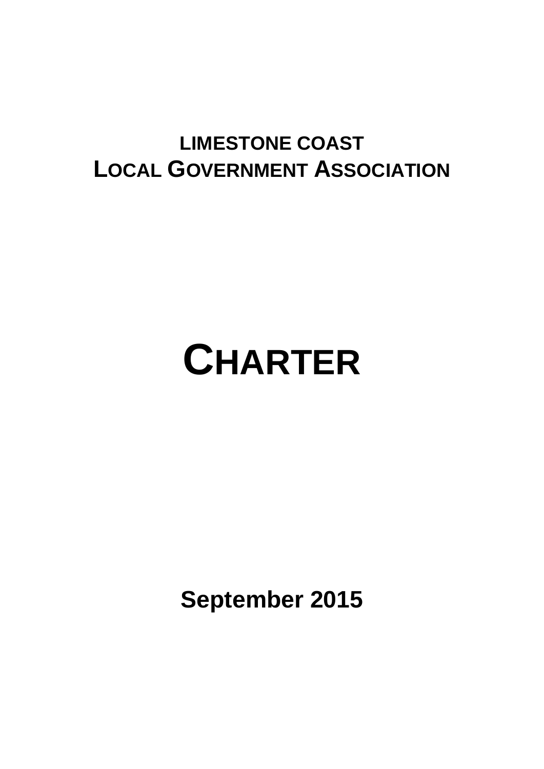# LIMESTONE COAST
# LOCAL GOVERNMENT ASSOCIATION

# CHARTER

**September 2015**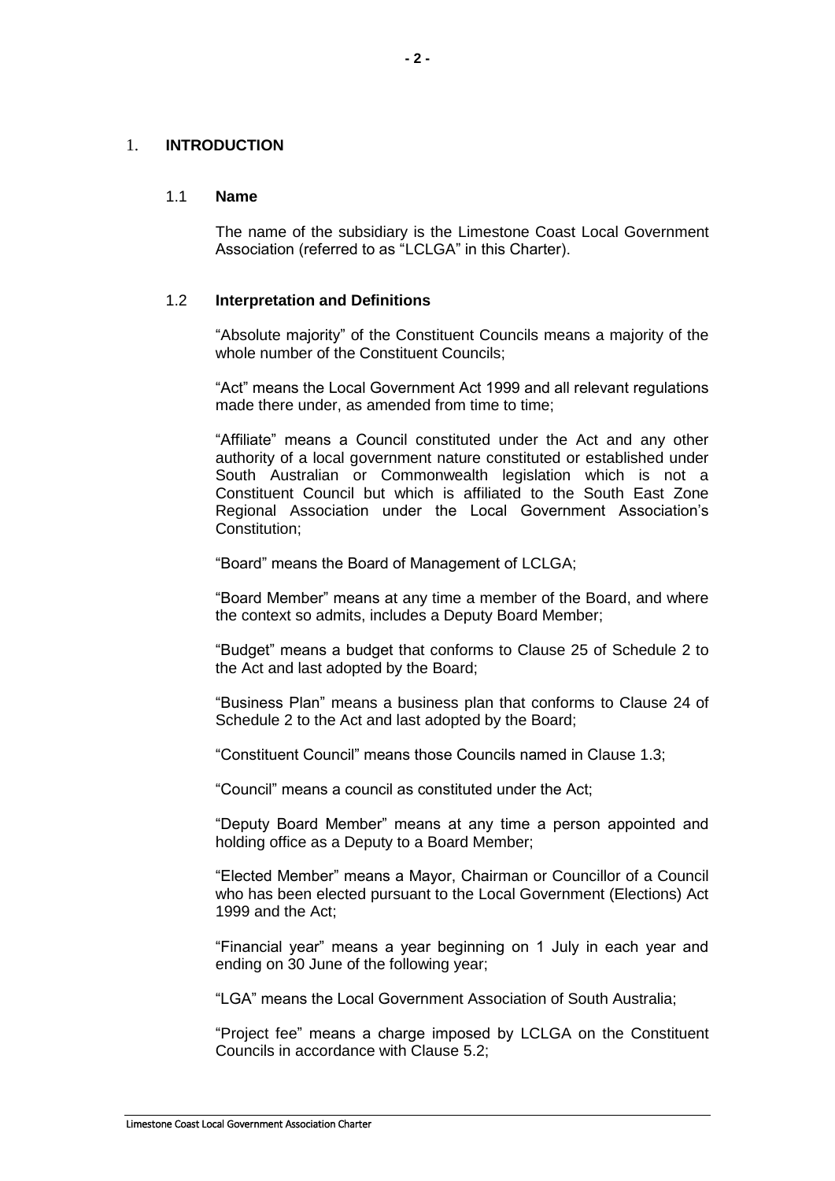## 1. INTRODUCTION

### 1.1 Name

The name of the subsidiary is the Limestone Coast Local Government Association (referred to as "LCLGA" in this Charter).

### 1.2 Interpretation and Definitions

"Absolute majority" of the Constituent Councils means a majority of the whole number of the Constituent Councils;

"Act" means the Local Government Act 1999 and all relevant regulations made there under, as amended from time to time;

"Affiliate" means a Council constituted under the Act and any other authority of a local government nature constituted or established under South Australian or Commonwealth legislation which is not a Constituent Council but which is affiliated to the South East Zone Regional Association under the Local Government Association's Constitution;

"Board" means the Board of Management of LCLGA;

"Board Member" means at any time a member of the Board, and where the context so admits, includes a Deputy Board Member;

"Budget" means a budget that conforms to Clause 25 of Schedule 2 to the Act and last adopted by the Board;

"Business Plan" means a business plan that conforms to Clause 24 of Schedule 2 to the Act and last adopted by the Board;

"Constituent Council" means those Councils named in Clause 1.3;

"Council" means a council as constituted under the Act;

"Deputy Board Member" means at any time a person appointed and holding office as a Deputy to a Board Member;

"Elected Member" means a Mayor, Chairman or Councillor of a Council who has been elected pursuant to the Local Government (Elections) Act 1999 and the Act;

"Financial year" means a year beginning on 1 July in each year and ending on 30 June of the following year;

"LGA" means the Local Government Association of South Australia;

"Project fee" means a charge imposed by LCLGA on the Constituent Councils in accordance with Clause 5.2;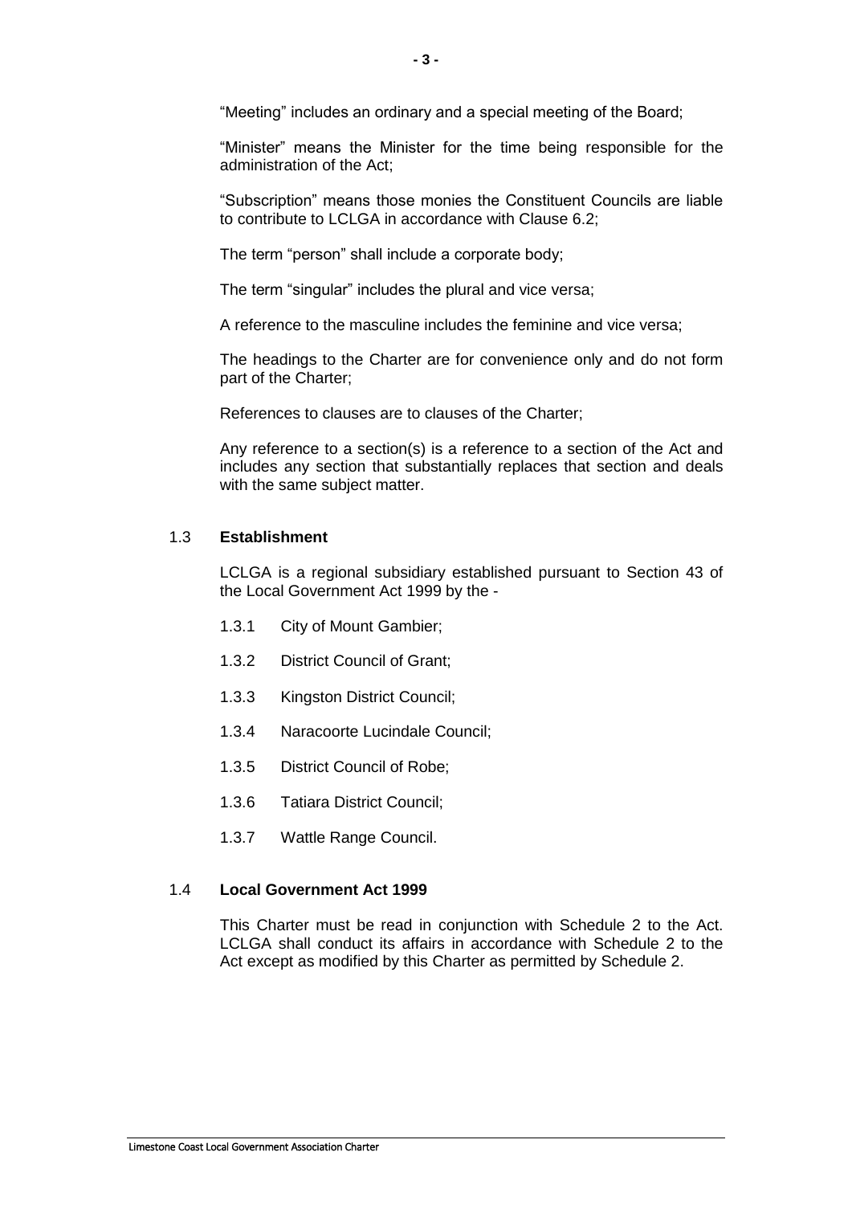"Meeting" includes an ordinary and a special meeting of the Board;

"Minister" means the Minister for the time being responsible for the administration of the Act;

"Subscription" means those monies the Constituent Councils are liable to contribute to LCLGA in accordance with Clause 6.2;

The term "person" shall include a corporate body;

The term "singular" includes the plural and vice versa;

A reference to the masculine includes the feminine and vice versa;

The headings to the Charter are for convenience only and do not form part of the Charter;

References to clauses are to clauses of the Charter;

Any reference to a section(s) is a reference to a section of the Act and includes any section that substantially replaces that section and deals with the same subject matter.

### 1.3 Establishment

LCLGA is a regional subsidiary established pursuant to Section 43 of the Local Government Act 1999 by the -

- 1.3.1 City of Mount Gambier;
- 1.3.2 District Council of Grant;
- 1.3.3 Kingston District Council;
- 1.3.4 Naracoorte Lucindale Council;
- 1.3.5 District Council of Robe;
- 1.3.6 Tatiara District Council;
- 1.3.7 Wattle Range Council.

### 1.4 Local Government Act 1999

This Charter must be read in conjunction with Schedule 2 to the Act. LCLGA shall conduct its affairs in accordance with Schedule 2 to the Act except as modified by this Charter as permitted by Schedule 2.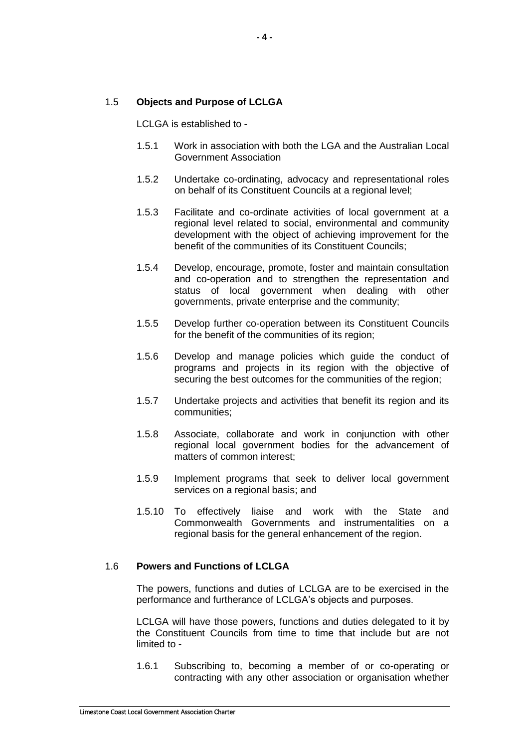### 1.5 **Objects and Purpose of LCLGA**

LCLGA is established to -

1.5.1 Work in association with both the LGA and the Australian Local Government Association

1.5.2 Undertake co-ordinating, advocacy and representational roles on behalf of its Constituent Councils at a regional level;

1.5.3 Facilitate and co-ordinate activities of local government at a regional level related to social, environmental and community development with the object of achieving improvement for the benefit of the communities of its Constituent Councils;

1.5.4 Develop, encourage, promote, foster and maintain consultation and co-operation and to strengthen the representation and status of local government when dealing with other governments, private enterprise and the community;

1.5.5 Develop further co-operation between its Constituent Councils for the benefit of the communities of its region;

1.5.6 Develop and manage policies which guide the conduct of programs and projects in its region with the objective of securing the best outcomes for the communities of the region;

1.5.7 Undertake projects and activities that benefit its region and its communities;

1.5.8 Associate, collaborate and work in conjunction with other regional local government bodies for the advancement of matters of common interest;

1.5.9 Implement programs that seek to deliver local government services on a regional basis; and

1.5.10 To effectively liaise and work with the State and Commonwealth Governments and instrumentalities on a regional basis for the general enhancement of the region.

### 1.6 **Powers and Functions of LCLGA**

The powers, functions and duties of LCLGA are to be exercised in the performance and furtherance of LCLGA's objects and purposes.

LCLGA will have those powers, functions and duties delegated to it by the Constituent Councils from time to time that include but are not limited to -

1.6.1 Subscribing to, becoming a member of or co-operating or contracting with any other association or organisation whether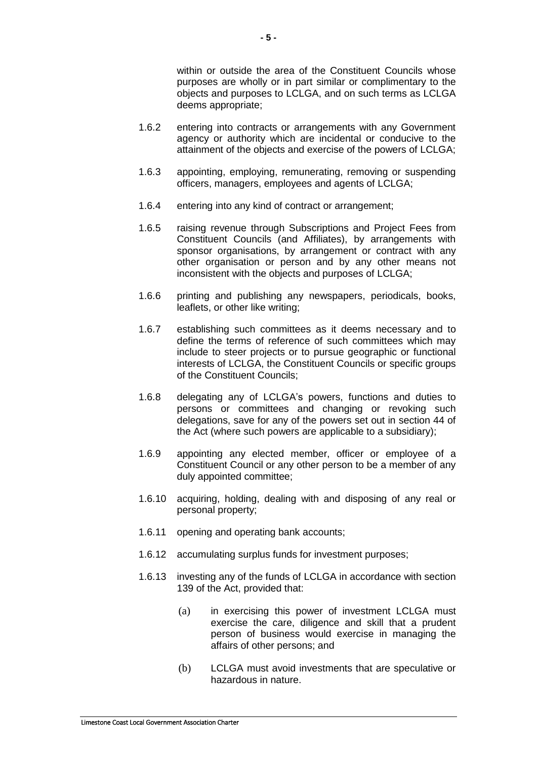within or outside the area of the Constituent Councils whose purposes are wholly or in part similar or complimentary to the objects and purposes to LCLGA, and on such terms as LCLGA deems appropriate;

1.6.2 entering into contracts or arrangements with any Government agency or authority which are incidental or conducive to the attainment of the objects and exercise of the powers of LCLGA;

1.6.3 appointing, employing, remunerating, removing or suspending officers, managers, employees and agents of LCLGA;

1.6.4 entering into any kind of contract or arrangement;

1.6.5 raising revenue through Subscriptions and Project Fees from Constituent Councils (and Affiliates), by arrangements with sponsor organisations, by arrangement or contract with any other organisation or person and by any other means not inconsistent with the objects and purposes of LCLGA;

1.6.6 printing and publishing any newspapers, periodicals, books, leaflets, or other like writing;

1.6.7 establishing such committees as it deems necessary and to define the terms of reference of such committees which may include to steer projects or to pursue geographic or functional interests of LCLGA, the Constituent Councils or specific groups of the Constituent Councils;

1.6.8 delegating any of LCLGA's powers, functions and duties to persons or committees and changing or revoking such delegations, save for any of the powers set out in section 44 of the Act (where such powers are applicable to a subsidiary);

1.6.9 appointing any elected member, officer or employee of a Constituent Council or any other person to be a member of any duly appointed committee;

1.6.10 acquiring, holding, dealing with and disposing of any real or personal property;

1.6.11 opening and operating bank accounts;

1.6.12 accumulating surplus funds for investment purposes;

1.6.13 investing any of the funds of LCLGA in accordance with section 139 of the Act, provided that:

(a) in exercising this power of investment LCLGA must exercise the care, diligence and skill that a prudent person of business would exercise in managing the affairs of other persons; and

(b) LCLGA must avoid investments that are speculative or hazardous in nature.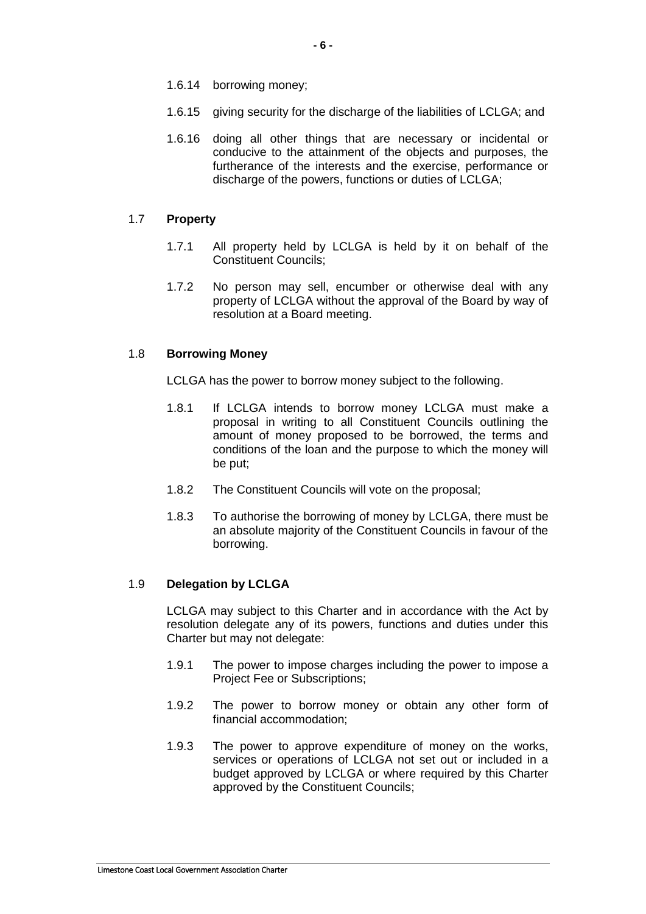1.6.14 borrowing money;

1.6.15 giving security for the discharge of the liabilities of LCLGA; and

1.6.16 doing all other things that are necessary or incidental or conducive to the attainment of the objects and purposes, the furtherance of the interests and the exercise, performance or discharge of the powers, functions or duties of LCLGA;

### 1.7 **Property**

1.7.1 All property held by LCLGA is held by it on behalf of the Constituent Councils;

1.7.2 No person may sell, encumber or otherwise deal with any property of LCLGA without the approval of the Board by way of resolution at a Board meeting.

### 1.8 **Borrowing Money**

LCLGA has the power to borrow money subject to the following.

1.8.1 If LCLGA intends to borrow money LCLGA must make a proposal in writing to all Constituent Councils outlining the amount of money proposed to be borrowed, the terms and conditions of the loan and the purpose to which the money will be put;

1.8.2 The Constituent Councils will vote on the proposal;

1.8.3 To authorise the borrowing of money by LCLGA, there must be an absolute majority of the Constituent Councils in favour of the borrowing.

### 1.9 **Delegation by LCLGA**

LCLGA may subject to this Charter and in accordance with the Act by resolution delegate any of its powers, functions and duties under this Charter but may not delegate:

1.9.1 The power to impose charges including the power to impose a Project Fee or Subscriptions;

1.9.2 The power to borrow money or obtain any other form of financial accommodation;

1.9.3 The power to approve expenditure of money on the works, services or operations of LCLGA not set out or included in a budget approved by LCLGA or where required by this Charter approved by the Constituent Councils;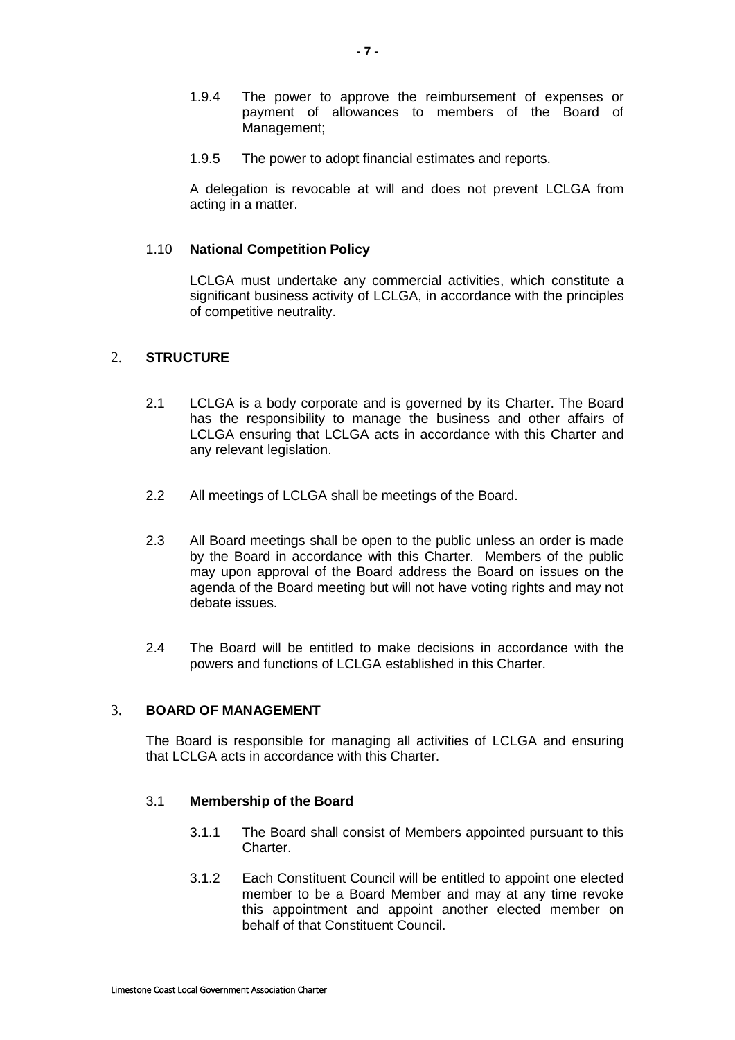1.9.4 The power to approve the reimbursement of expenses or payment of allowances to members of the Board of Management;

1.9.5 The power to adopt financial estimates and reports.

A delegation is revocable at will and does not prevent LCLGA from acting in a matter.

### 1.10 National Competition Policy

LCLGA must undertake any commercial activities, which constitute a significant business activity of LCLGA, in accordance with the principles of competitive neutrality.

## 2. STRUCTURE

2.1 LCLGA is a body corporate and is governed by its Charter. The Board has the responsibility to manage the business and other affairs of LCLGA ensuring that LCLGA acts in accordance with this Charter and any relevant legislation.

2.2 All meetings of LCLGA shall be meetings of the Board.

2.3 All Board meetings shall be open to the public unless an order is made by the Board in accordance with this Charter. Members of the public may upon approval of the Board address the Board on issues on the agenda of the Board meeting but will not have voting rights and may not debate issues.

2.4 The Board will be entitled to make decisions in accordance with the powers and functions of LCLGA established in this Charter.

## 3. BOARD OF MANAGEMENT

The Board is responsible for managing all activities of LCLGA and ensuring that LCLGA acts in accordance with this Charter.

### 3.1 Membership of the Board

3.1.1 The Board shall consist of Members appointed pursuant to this Charter.

3.1.2 Each Constituent Council will be entitled to appoint one elected member to be a Board Member and may at any time revoke this appointment and appoint another elected member on behalf of that Constituent Council.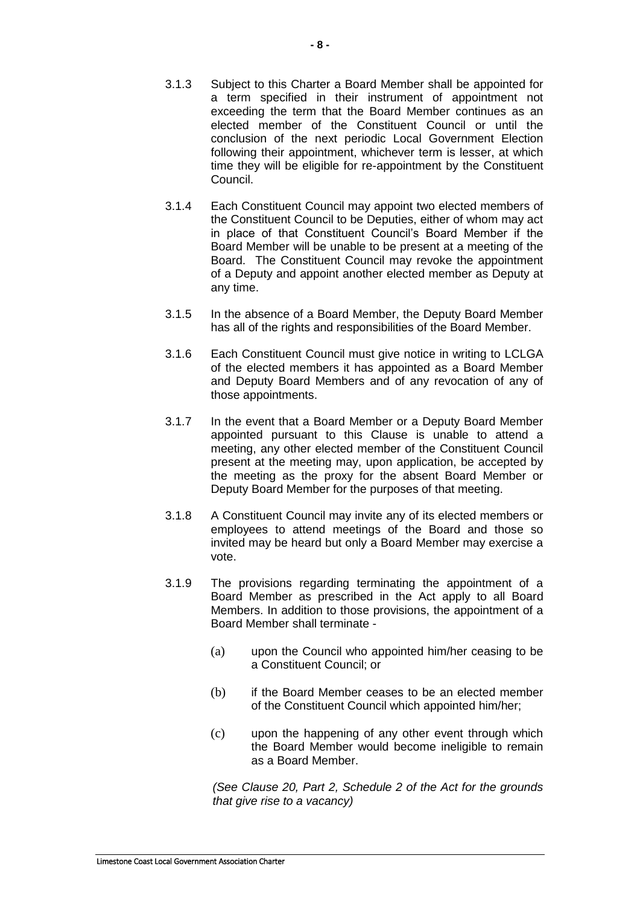3.1.3 Subject to this Charter a Board Member shall be appointed for a term specified in their instrument of appointment not exceeding the term that the Board Member continues as an elected member of the Constituent Council or until the conclusion of the next periodic Local Government Election following their appointment, whichever term is lesser, at which time they will be eligible for re-appointment by the Constituent Council.

3.1.4 Each Constituent Council may appoint two elected members of the Constituent Council to be Deputies, either of whom may act in place of that Constituent Council's Board Member if the Board Member will be unable to be present at a meeting of the Board. The Constituent Council may revoke the appointment of a Deputy and appoint another elected member as Deputy at any time.

3.1.5 In the absence of a Board Member, the Deputy Board Member has all of the rights and responsibilities of the Board Member.

3.1.6 Each Constituent Council must give notice in writing to LCLGA of the elected members it has appointed as a Board Member and Deputy Board Members and of any revocation of any of those appointments.

3.1.7 In the event that a Board Member or a Deputy Board Member appointed pursuant to this Clause is unable to attend a meeting, any other elected member of the Constituent Council present at the meeting may, upon application, be accepted by the meeting as the proxy for the absent Board Member or Deputy Board Member for the purposes of that meeting.

3.1.8 A Constituent Council may invite any of its elected members or employees to attend meetings of the Board and those so invited may be heard but only a Board Member may exercise a vote.

3.1.9 The provisions regarding terminating the appointment of a Board Member as prescribed in the Act apply to all Board Members. In addition to those provisions, the appointment of a Board Member shall terminate -

(a) upon the Council who appointed him/her ceasing to be a Constituent Council; or

(b) if the Board Member ceases to be an elected member of the Constituent Council which appointed him/her;

(c) upon the happening of any other event through which the Board Member would become ineligible to remain as a Board Member.

*(See Clause 20, Part 2, Schedule 2 of the Act for the grounds that give rise to a vacancy)*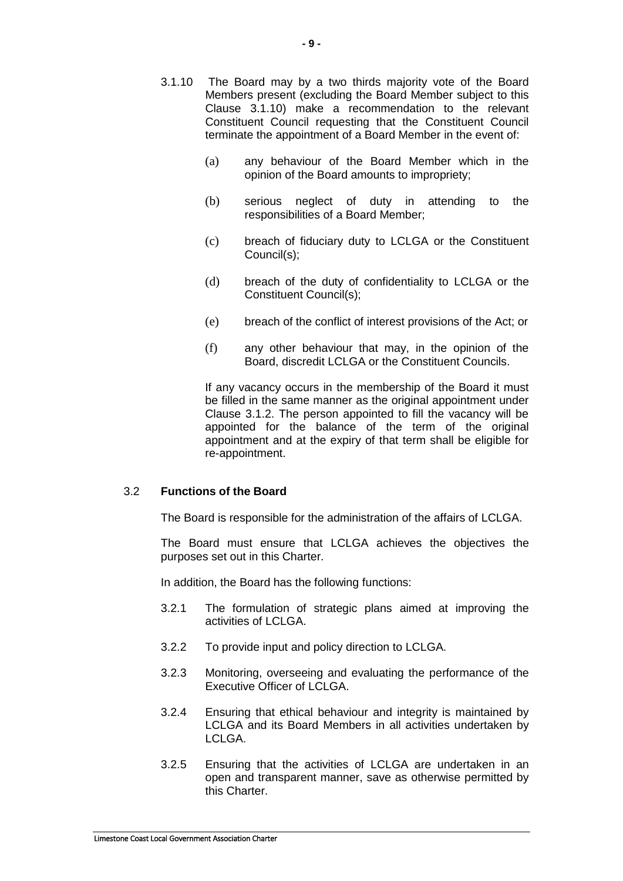3.1.10 The Board may by a two thirds majority vote of the Board Members present (excluding the Board Member subject to this Clause 3.1.10) make a recommendation to the relevant Constituent Council requesting that the Constituent Council terminate the appointment of a Board Member in the event of:

(a) any behaviour of the Board Member which in the opinion of the Board amounts to impropriety;

(b) serious neglect of duty in attending to the responsibilities of a Board Member;

(c) breach of fiduciary duty to LCLGA or the Constituent Council(s);

(d) breach of the duty of confidentiality to LCLGA or the Constituent Council(s);

(e) breach of the conflict of interest provisions of the Act; or

(f) any other behaviour that may, in the opinion of the Board, discredit LCLGA or the Constituent Councils.

If any vacancy occurs in the membership of the Board it must be filled in the same manner as the original appointment under Clause 3.1.2. The person appointed to fill the vacancy will be appointed for the balance of the term of the original appointment and at the expiry of that term shall be eligible for re-appointment.

### 3.2 Functions of the Board

The Board is responsible for the administration of the affairs of LCLGA.

The Board must ensure that LCLGA achieves the objectives the purposes set out in this Charter.

In addition, the Board has the following functions:

3.2.1 The formulation of strategic plans aimed at improving the activities of LCLGA.

3.2.2 To provide input and policy direction to LCLGA.

3.2.3 Monitoring, overseeing and evaluating the performance of the Executive Officer of LCLGA.

3.2.4 Ensuring that ethical behaviour and integrity is maintained by LCLGA and its Board Members in all activities undertaken by LCLGA.

3.2.5 Ensuring that the activities of LCLGA are undertaken in an open and transparent manner, save as otherwise permitted by this Charter.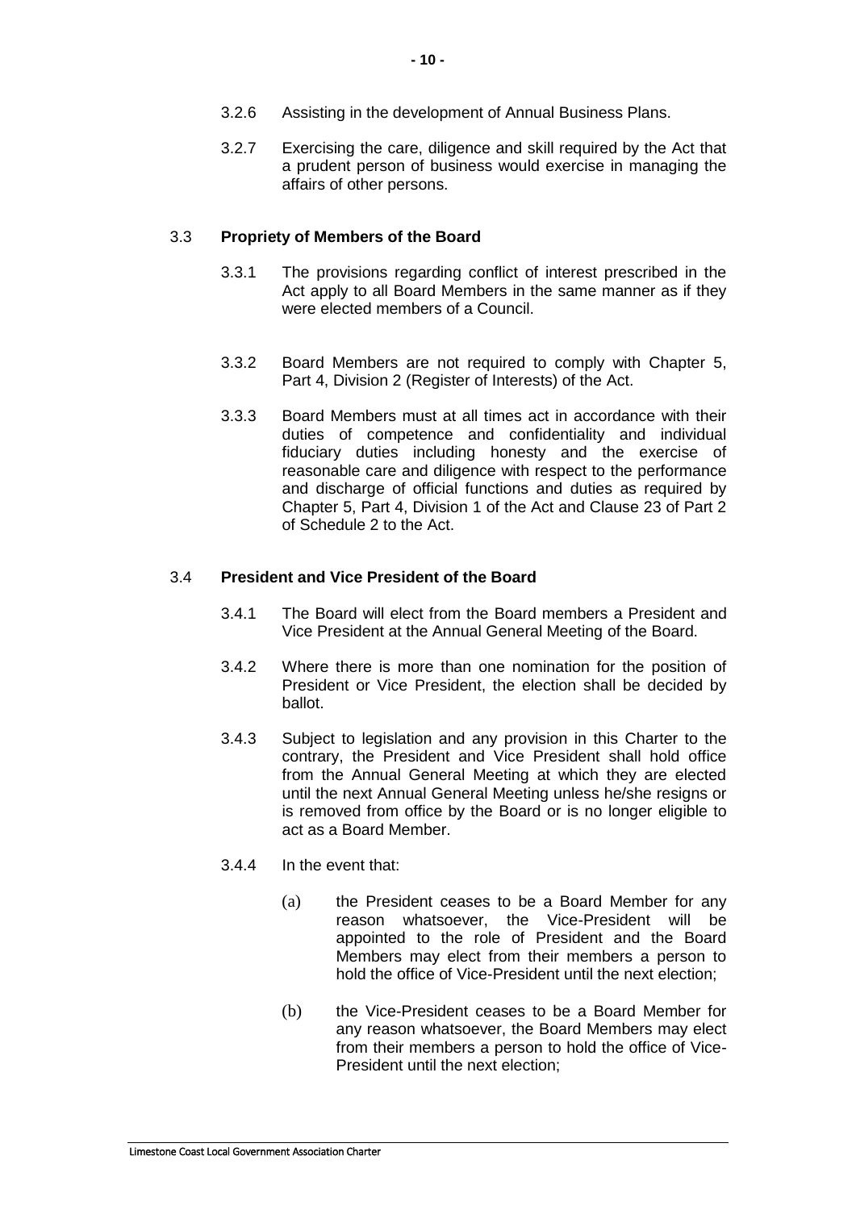3.2.6 Assisting in the development of Annual Business Plans.

3.2.7 Exercising the care, diligence and skill required by the Act that a prudent person of business would exercise in managing the affairs of other persons.

### 3.3 **Propriety of Members of the Board**

3.3.1 The provisions regarding conflict of interest prescribed in the Act apply to all Board Members in the same manner as if they were elected members of a Council.

3.3.2 Board Members are not required to comply with Chapter 5, Part 4, Division 2 (Register of Interests) of the Act.

3.3.3 Board Members must at all times act in accordance with their duties of competence and confidentiality and individual fiduciary duties including honesty and the exercise of reasonable care and diligence with respect to the performance and discharge of official functions and duties as required by Chapter 5, Part 4, Division 1 of the Act and Clause 23 of Part 2 of Schedule 2 to the Act.

### 3.4 **President and Vice President of the Board**

3.4.1 The Board will elect from the Board members a President and Vice President at the Annual General Meeting of the Board.

3.4.2 Where there is more than one nomination for the position of President or Vice President, the election shall be decided by ballot.

3.4.3 Subject to legislation and any provision in this Charter to the contrary, the President and Vice President shall hold office from the Annual General Meeting at which they are elected until the next Annual General Meeting unless he/she resigns or is removed from office by the Board or is no longer eligible to act as a Board Member.

3.4.4 In the event that:

(a) the President ceases to be a Board Member for any reason whatsoever, the Vice-President will be appointed to the role of President and the Board Members may elect from their members a person to hold the office of Vice-President until the next election;

(b) the Vice-President ceases to be a Board Member for any reason whatsoever, the Board Members may elect from their members a person to hold the office of Vice-President until the next election;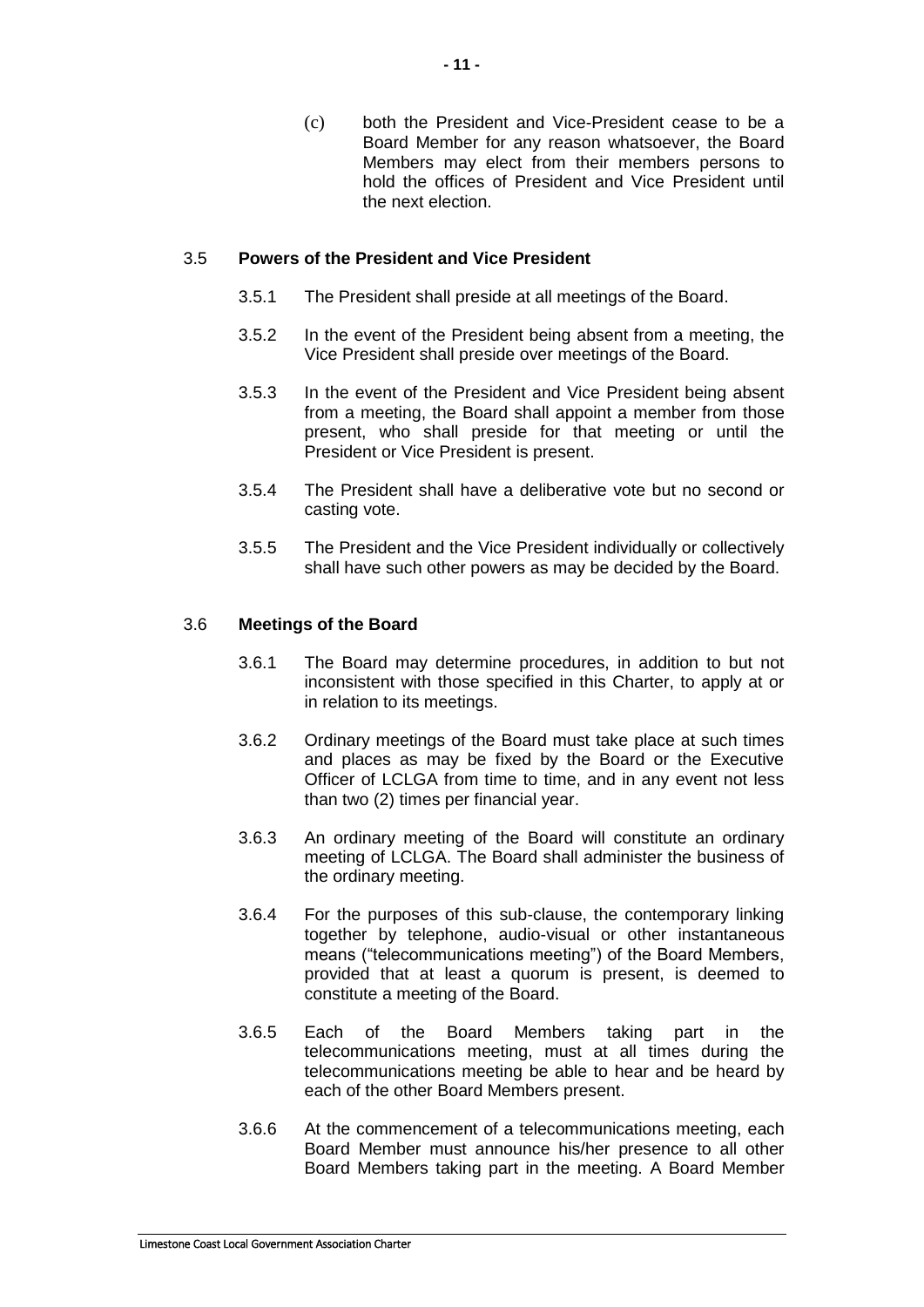(c) both the President and Vice-President cease to be a Board Member for any reason whatsoever, the Board Members may elect from their members persons to hold the offices of President and Vice President until the next election.

### 3.5 Powers of the President and Vice President

3.5.1 The President shall preside at all meetings of the Board.

3.5.2 In the event of the President being absent from a meeting, the Vice President shall preside over meetings of the Board.

3.5.3 In the event of the President and Vice President being absent from a meeting, the Board shall appoint a member from those present, who shall preside for that meeting or until the President or Vice President is present.

3.5.4 The President shall have a deliberative vote but no second or casting vote.

3.5.5 The President and the Vice President individually or collectively shall have such other powers as may be decided by the Board.

### 3.6 Meetings of the Board

3.6.1 The Board may determine procedures, in addition to but not inconsistent with those specified in this Charter, to apply at or in relation to its meetings.

3.6.2 Ordinary meetings of the Board must take place at such times and places as may be fixed by the Board or the Executive Officer of LCLGA from time to time, and in any event not less than two (2) times per financial year.

3.6.3 An ordinary meeting of the Board will constitute an ordinary meeting of LCLGA. The Board shall administer the business of the ordinary meeting.

3.6.4 For the purposes of this sub-clause, the contemporary linking together by telephone, audio-visual or other instantaneous means ("telecommunications meeting") of the Board Members, provided that at least a quorum is present, is deemed to constitute a meeting of the Board.

3.6.5 Each of the Board Members taking part in the telecommunications meeting, must at all times during the telecommunications meeting be able to hear and be heard by each of the other Board Members present.

3.6.6 At the commencement of a telecommunications meeting, each Board Member must announce his/her presence to all other Board Members taking part in the meeting. A Board Member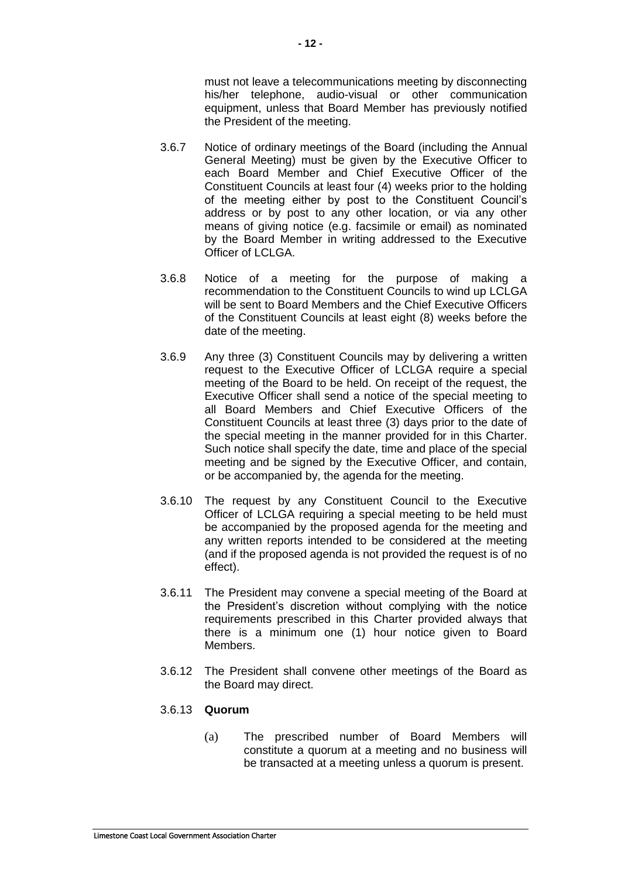must not leave a telecommunications meeting by disconnecting his/her telephone, audio-visual or other communication equipment, unless that Board Member has previously notified the President of the meeting.

3.6.7 Notice of ordinary meetings of the Board (including the Annual General Meeting) must be given by the Executive Officer to each Board Member and Chief Executive Officer of the Constituent Councils at least four (4) weeks prior to the holding of the meeting either by post to the Constituent Council's address or by post to any other location, or via any other means of giving notice (e.g. facsimile or email) as nominated by the Board Member in writing addressed to the Executive Officer of LCLGA.

3.6.8 Notice of a meeting for the purpose of making a recommendation to the Constituent Councils to wind up LCLGA will be sent to Board Members and the Chief Executive Officers of the Constituent Councils at least eight (8) weeks before the date of the meeting.

3.6.9 Any three (3) Constituent Councils may by delivering a written request to the Executive Officer of LCLGA require a special meeting of the Board to be held. On receipt of the request, the Executive Officer shall send a notice of the special meeting to all Board Members and Chief Executive Officers of the Constituent Councils at least three (3) days prior to the date of the special meeting in the manner provided for in this Charter. Such notice shall specify the date, time and place of the special meeting and be signed by the Executive Officer, and contain, or be accompanied by, the agenda for the meeting.

3.6.10 The request by any Constituent Council to the Executive Officer of LCLGA requiring a special meeting to be held must be accompanied by the proposed agenda for the meeting and any written reports intended to be considered at the meeting (and if the proposed agenda is not provided the request is of no effect).

3.6.11 The President may convene a special meeting of the Board at the President's discretion without complying with the notice requirements prescribed in this Charter provided always that there is a minimum one (1) hour notice given to Board Members.

3.6.12 The President shall convene other meetings of the Board as the Board may direct.

3.6.13 **Quorum**

(a) The prescribed number of Board Members will constitute a quorum at a meeting and no business will be transacted at a meeting unless a quorum is present.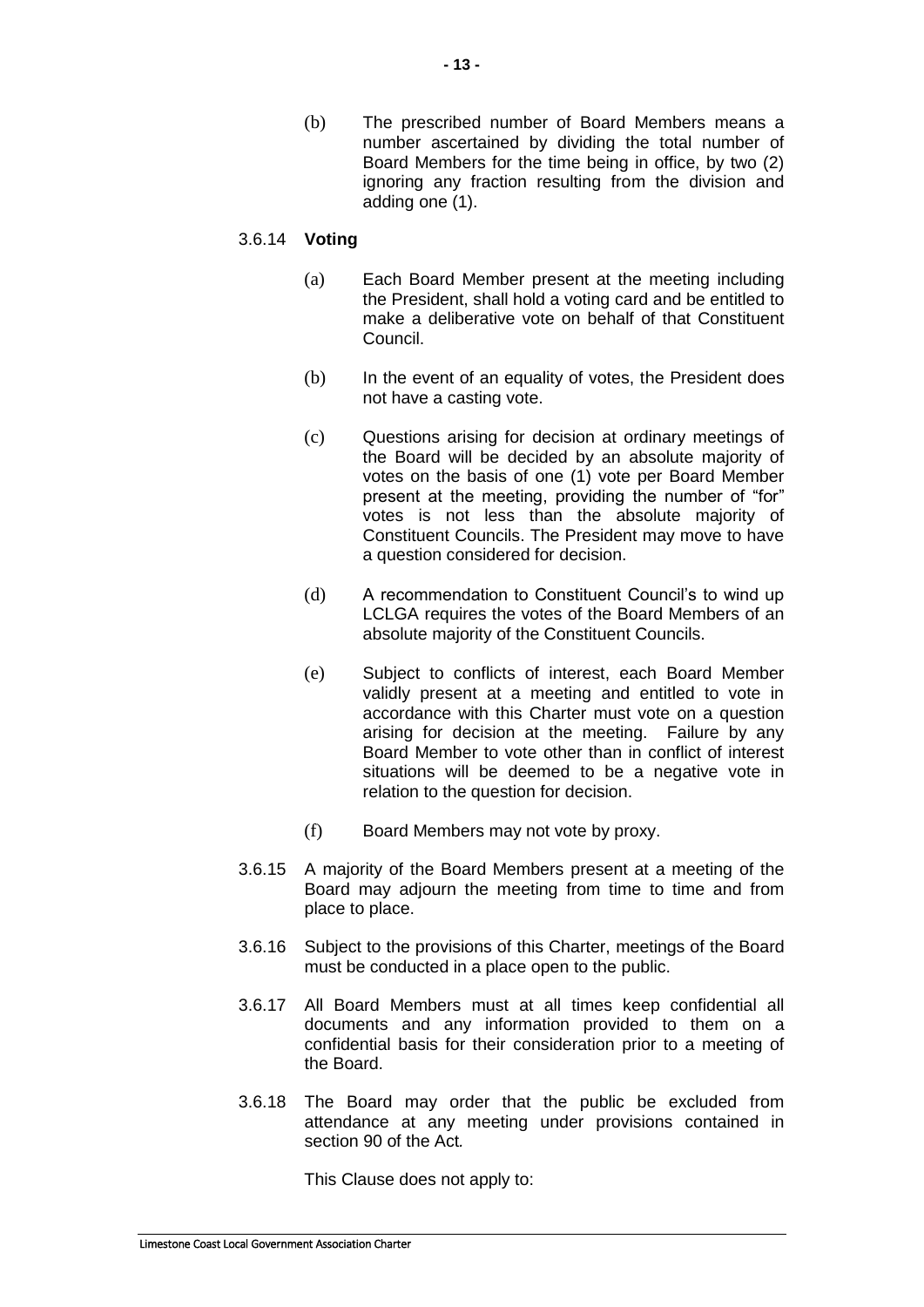(b) The prescribed number of Board Members means a number ascertained by dividing the total number of Board Members for the time being in office, by two (2) ignoring any fraction resulting from the division and adding one (1).

3.6.14 **Voting**

(a) Each Board Member present at the meeting including the President, shall hold a voting card and be entitled to make a deliberative vote on behalf of that Constituent Council.

(b) In the event of an equality of votes, the President does not have a casting vote.

(c) Questions arising for decision at ordinary meetings of the Board will be decided by an absolute majority of votes on the basis of one (1) vote per Board Member present at the meeting, providing the number of "for" votes is not less than the absolute majority of Constituent Councils. The President may move to have a question considered for decision.

(d) A recommendation to Constituent Council's to wind up LCLGA requires the votes of the Board Members of an absolute majority of the Constituent Councils.

(e) Subject to conflicts of interest, each Board Member validly present at a meeting and entitled to vote in accordance with this Charter must vote on a question arising for decision at the meeting. Failure by any Board Member to vote other than in conflict of interest situations will be deemed to be a negative vote in relation to the question for decision.

(f) Board Members may not vote by proxy.

3.6.15 A majority of the Board Members present at a meeting of the Board may adjourn the meeting from time to time and from place to place.

3.6.16 Subject to the provisions of this Charter, meetings of the Board must be conducted in a place open to the public.

3.6.17 All Board Members must at all times keep confidential all documents and any information provided to them on a confidential basis for their consideration prior to a meeting of the Board.

3.6.18 The Board may order that the public be excluded from attendance at any meeting under provisions contained in section 90 of the Act*.*

This Clause does not apply to: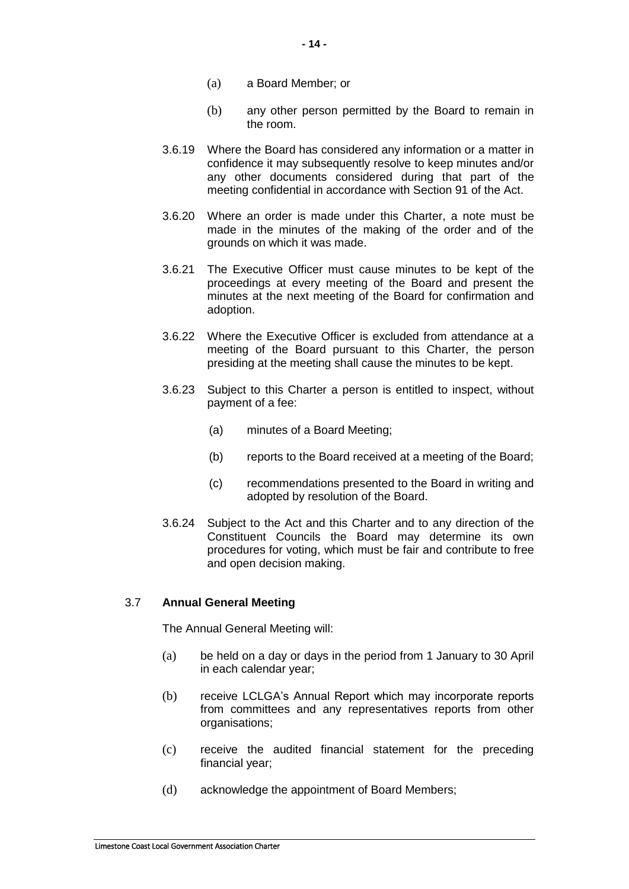(a) a Board Member; or

(b) any other person permitted by the Board to remain in the room.

3.6.19 Where the Board has considered any information or a matter in confidence it may subsequently resolve to keep minutes and/or any other documents considered during that part of the meeting confidential in accordance with Section 91 of the Act.

3.6.20 Where an order is made under this Charter, a note must be made in the minutes of the making of the order and of the grounds on which it was made.

3.6.21 The Executive Officer must cause minutes to be kept of the proceedings at every meeting of the Board and present the minutes at the next meeting of the Board for confirmation and adoption.

3.6.22 Where the Executive Officer is excluded from attendance at a meeting of the Board pursuant to this Charter, the person presiding at the meeting shall cause the minutes to be kept.

3.6.23 Subject to this Charter a person is entitled to inspect, without payment of a fee:

(a) minutes of a Board Meeting;

(b) reports to the Board received at a meeting of the Board;

(c) recommendations presented to the Board in writing and adopted by resolution of the Board.

3.6.24 Subject to the Act and this Charter and to any direction of the Constituent Councils the Board may determine its own procedures for voting, which must be fair and contribute to free and open decision making.

### 3.7 **Annual General Meeting**

The Annual General Meeting will:

(a) be held on a day or days in the period from 1 January to 30 April in each calendar year;

(b) receive LCLGA's Annual Report which may incorporate reports from committees and any representatives reports from other organisations;

(c) receive the audited financial statement for the preceding financial year;

(d) acknowledge the appointment of Board Members;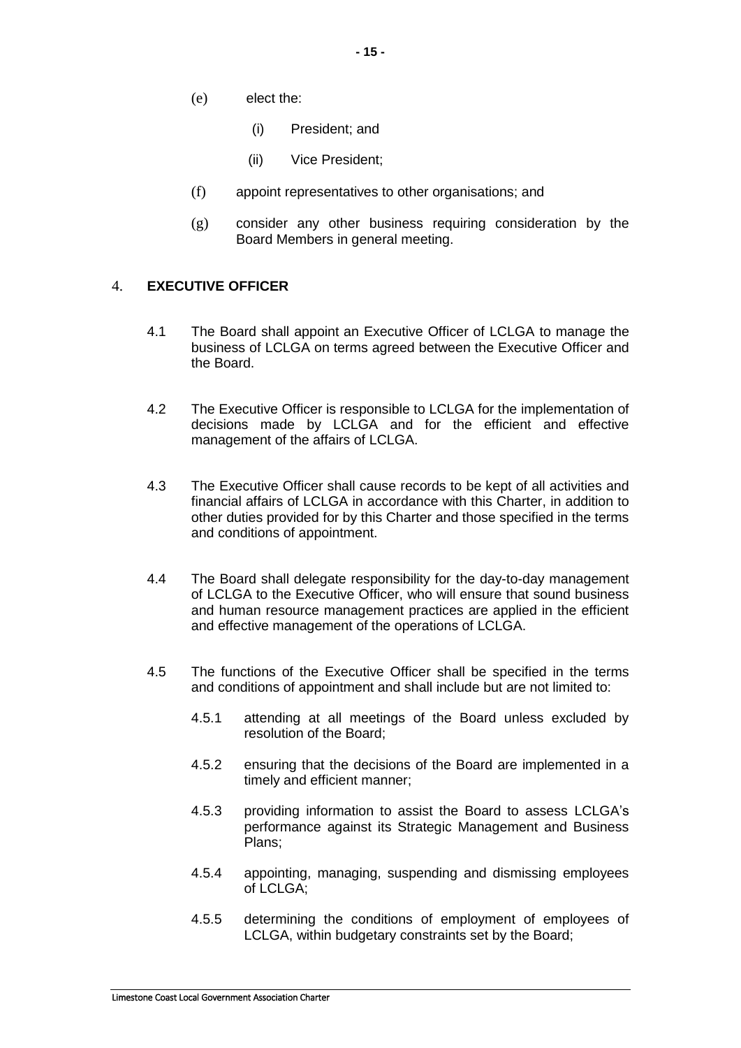(e) elect the:

  (i) President; and

  (ii) Vice President;

(f) appoint representatives to other organisations; and

(g) consider any other business requiring consideration by the Board Members in general meeting.

## 4. EXECUTIVE OFFICER

4.1 The Board shall appoint an Executive Officer of LCLGA to manage the business of LCLGA on terms agreed between the Executive Officer and the Board.

4.2 The Executive Officer is responsible to LCLGA for the implementation of decisions made by LCLGA and for the efficient and effective management of the affairs of LCLGA.

4.3 The Executive Officer shall cause records to be kept of all activities and financial affairs of LCLGA in accordance with this Charter, in addition to other duties provided for by this Charter and those specified in the terms and conditions of appointment.

4.4 The Board shall delegate responsibility for the day-to-day management of LCLGA to the Executive Officer, who will ensure that sound business and human resource management practices are applied in the efficient and effective management of the operations of LCLGA.

4.5 The functions of the Executive Officer shall be specified in the terms and conditions of appointment and shall include but are not limited to:

  4.5.1 attending at all meetings of the Board unless excluded by resolution of the Board;

  4.5.2 ensuring that the decisions of the Board are implemented in a timely and efficient manner;

  4.5.3 providing information to assist the Board to assess LCLGA's performance against its Strategic Management and Business Plans;

  4.5.4 appointing, managing, suspending and dismissing employees of LCLGA;

  4.5.5 determining the conditions of employment of employees of LCLGA, within budgetary constraints set by the Board;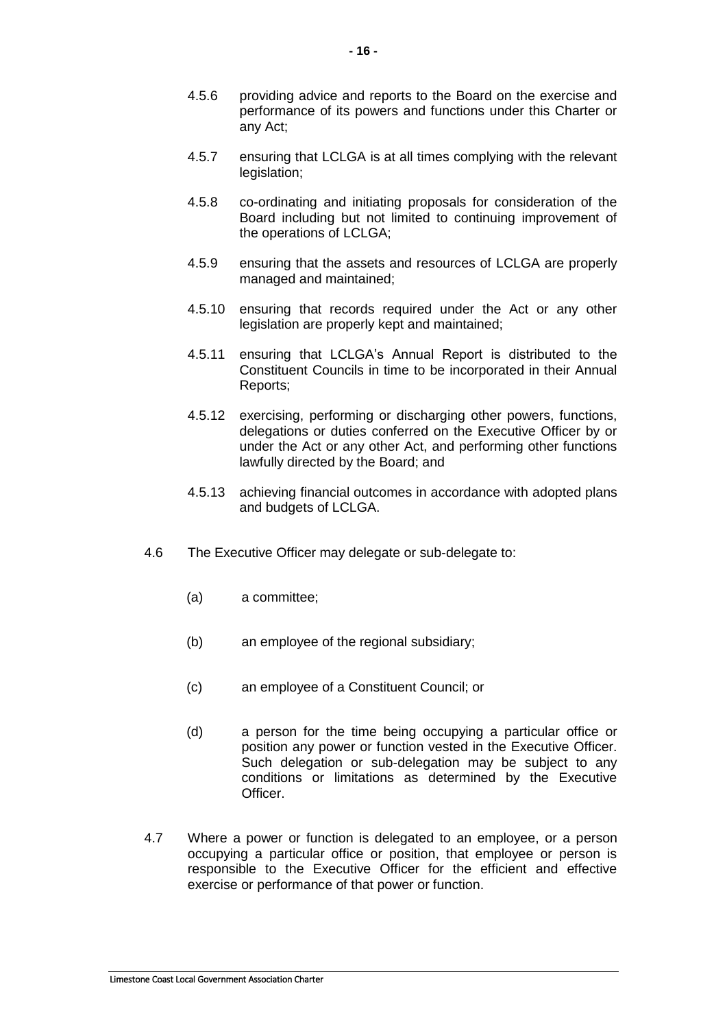4.5.6 providing advice and reports to the Board on the exercise and performance of its powers and functions under this Charter or any Act;

4.5.7 ensuring that LCLGA is at all times complying with the relevant legislation;

4.5.8 co-ordinating and initiating proposals for consideration of the Board including but not limited to continuing improvement of the operations of LCLGA;

4.5.9 ensuring that the assets and resources of LCLGA are properly managed and maintained;

4.5.10 ensuring that records required under the Act or any other legislation are properly kept and maintained;

4.5.11 ensuring that LCLGA's Annual Report is distributed to the Constituent Councils in time to be incorporated in their Annual Reports;

4.5.12 exercising, performing or discharging other powers, functions, delegations or duties conferred on the Executive Officer by or under the Act or any other Act, and performing other functions lawfully directed by the Board; and

4.5.13 achieving financial outcomes in accordance with adopted plans and budgets of LCLGA.

4.6 The Executive Officer may delegate or sub-delegate to:

(a) a committee;

(b) an employee of the regional subsidiary;

(c) an employee of a Constituent Council; or

(d) a person for the time being occupying a particular office or position any power or function vested in the Executive Officer. Such delegation or sub-delegation may be subject to any conditions or limitations as determined by the Executive Officer.

4.7 Where a power or function is delegated to an employee, or a person occupying a particular office or position, that employee or person is responsible to the Executive Officer for the efficient and effective exercise or performance of that power or function.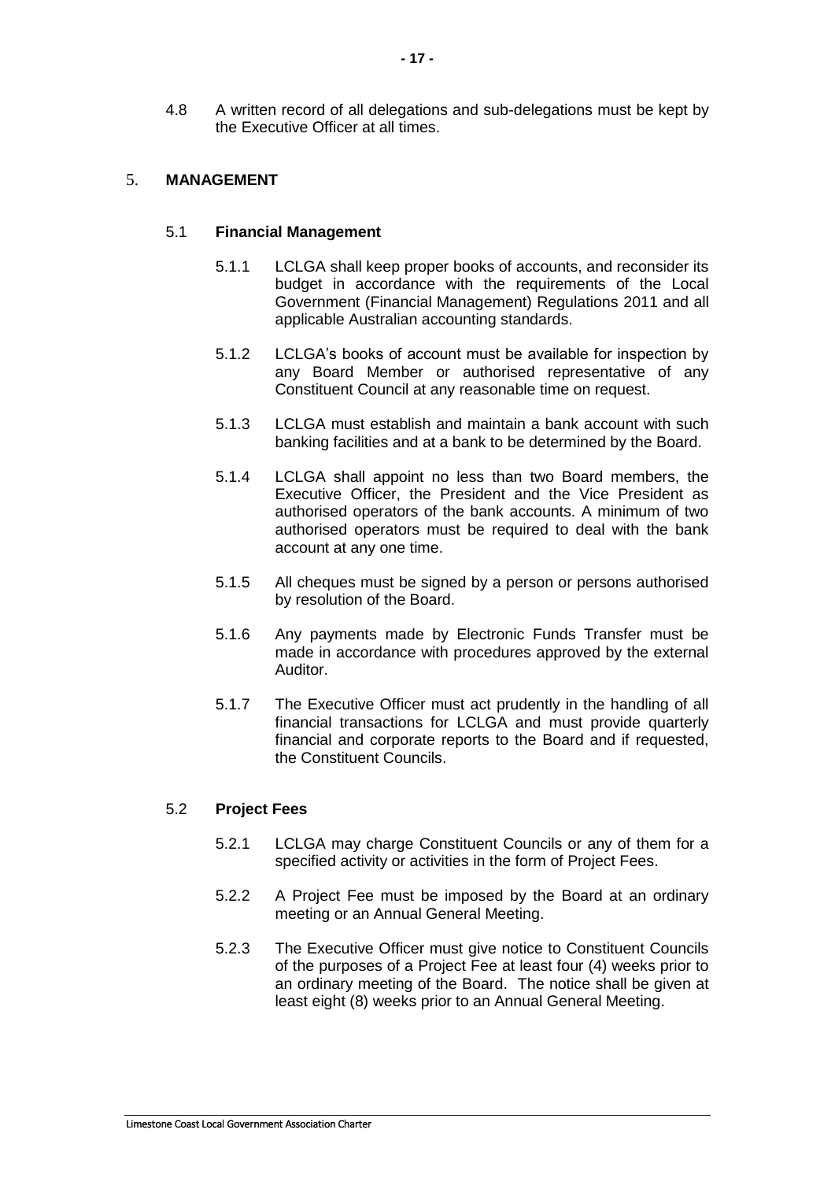4.8 A written record of all delegations and sub-delegations must be kept by the Executive Officer at all times.

## 5. MANAGEMENT

### 5.1 Financial Management

5.1.1 LCLGA shall keep proper books of accounts, and reconsider its budget in accordance with the requirements of the Local Government (Financial Management) Regulations 2011 and all applicable Australian accounting standards.

5.1.2 LCLGA's books of account must be available for inspection by any Board Member or authorised representative of any Constituent Council at any reasonable time on request.

5.1.3 LCLGA must establish and maintain a bank account with such banking facilities and at a bank to be determined by the Board.

5.1.4 LCLGA shall appoint no less than two Board members, the Executive Officer, the President and the Vice President as authorised operators of the bank accounts. A minimum of two authorised operators must be required to deal with the bank account at any one time.

5.1.5 All cheques must be signed by a person or persons authorised by resolution of the Board.

5.1.6 Any payments made by Electronic Funds Transfer must be made in accordance with procedures approved by the external Auditor.

5.1.7 The Executive Officer must act prudently in the handling of all financial transactions for LCLGA and must provide quarterly financial and corporate reports to the Board and if requested, the Constituent Councils.

### 5.2 Project Fees

5.2.1 LCLGA may charge Constituent Councils or any of them for a specified activity or activities in the form of Project Fees.

5.2.2 A Project Fee must be imposed by the Board at an ordinary meeting or an Annual General Meeting.

5.2.3 The Executive Officer must give notice to Constituent Councils of the purposes of a Project Fee at least four (4) weeks prior to an ordinary meeting of the Board. The notice shall be given at least eight (8) weeks prior to an Annual General Meeting.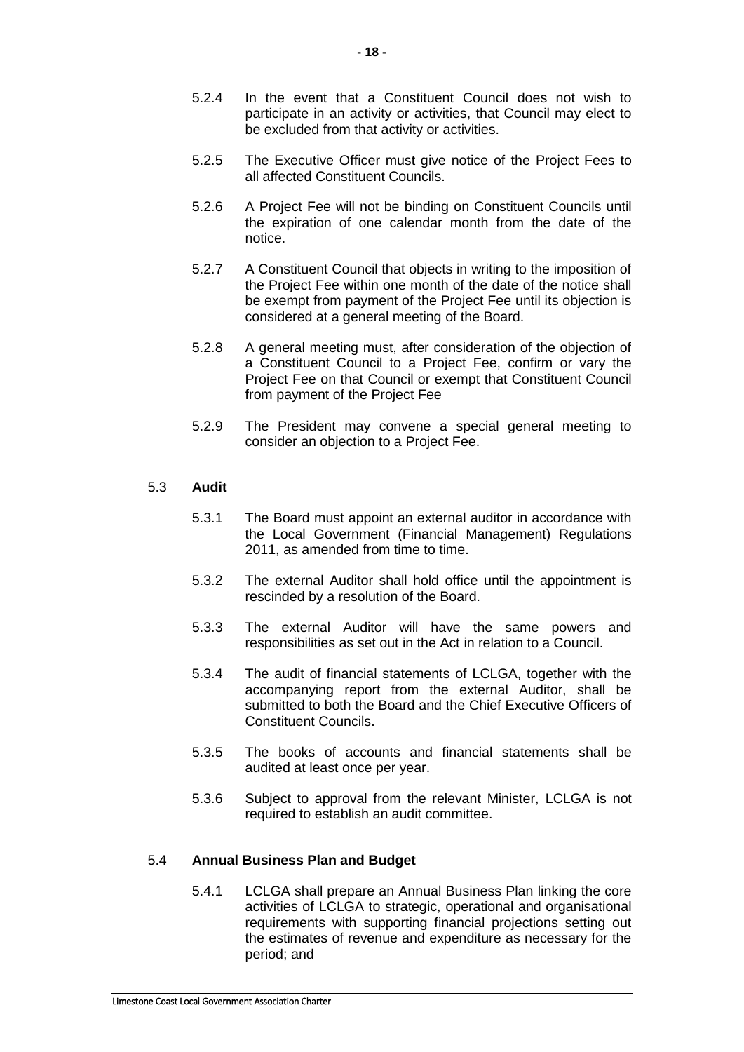5.2.4 In the event that a Constituent Council does not wish to participate in an activity or activities, that Council may elect to be excluded from that activity or activities.

5.2.5 The Executive Officer must give notice of the Project Fees to all affected Constituent Councils.

5.2.6 A Project Fee will not be binding on Constituent Councils until the expiration of one calendar month from the date of the notice.

5.2.7 A Constituent Council that objects in writing to the imposition of the Project Fee within one month of the date of the notice shall be exempt from payment of the Project Fee until its objection is considered at a general meeting of the Board.

5.2.8 A general meeting must, after consideration of the objection of a Constituent Council to a Project Fee, confirm or vary the Project Fee on that Council or exempt that Constituent Council from payment of the Project Fee

5.2.9 The President may convene a special general meeting to consider an objection to a Project Fee.

## 5.3 **Audit**

5.3.1 The Board must appoint an external auditor in accordance with the Local Government (Financial Management) Regulations 2011, as amended from time to time.

5.3.2 The external Auditor shall hold office until the appointment is rescinded by a resolution of the Board.

5.3.3 The external Auditor will have the same powers and responsibilities as set out in the Act in relation to a Council.

5.3.4 The audit of financial statements of LCLGA, together with the accompanying report from the external Auditor, shall be submitted to both the Board and the Chief Executive Officers of Constituent Councils.

5.3.5 The books of accounts and financial statements shall be audited at least once per year.

5.3.6 Subject to approval from the relevant Minister, LCLGA is not required to establish an audit committee.

## 5.4 **Annual Business Plan and Budget**

5.4.1 LCLGA shall prepare an Annual Business Plan linking the core activities of LCLGA to strategic, operational and organisational requirements with supporting financial projections setting out the estimates of revenue and expenditure as necessary for the period; and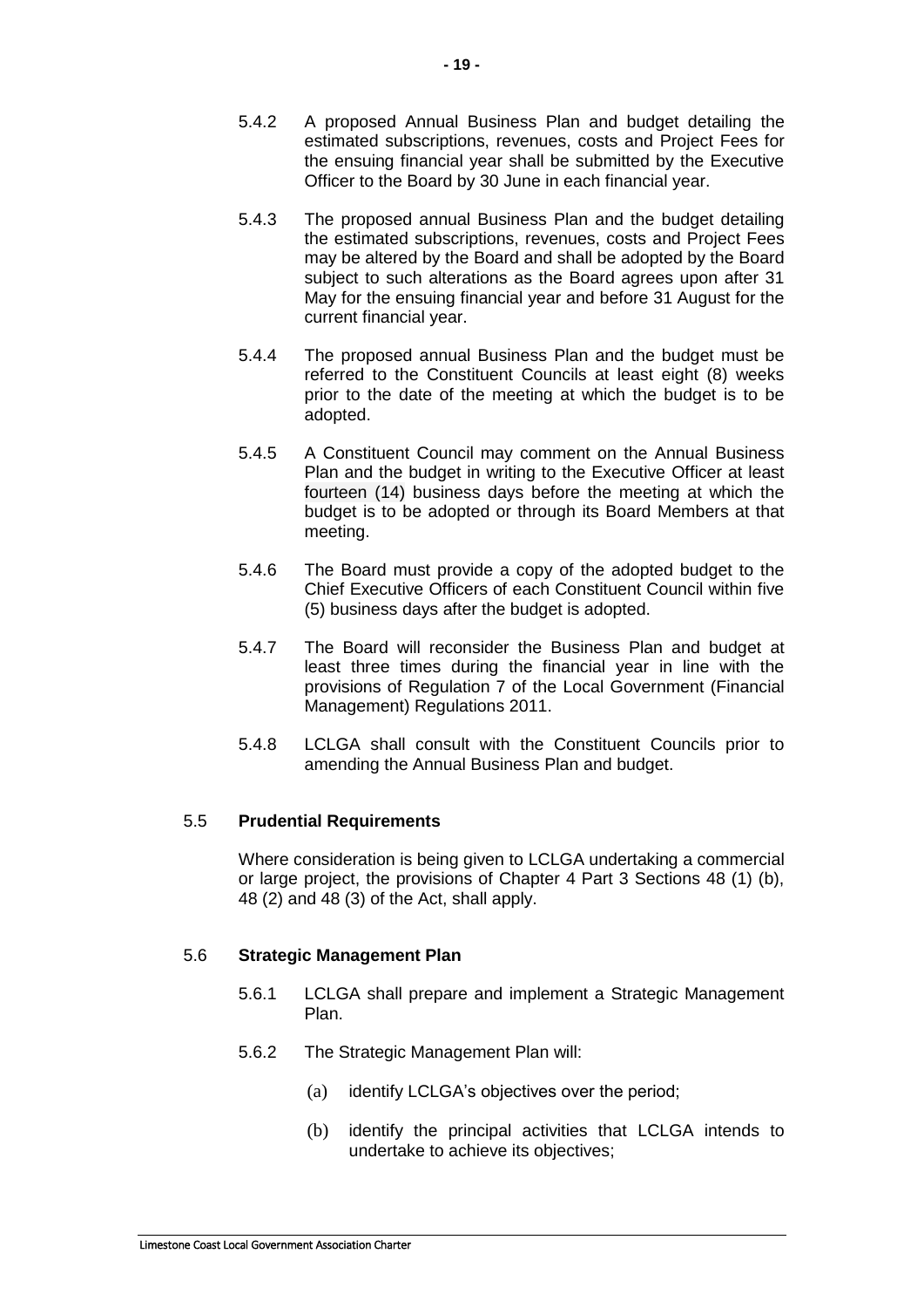5.4.2 A proposed Annual Business Plan and budget detailing the estimated subscriptions, revenues, costs and Project Fees for the ensuing financial year shall be submitted by the Executive Officer to the Board by 30 June in each financial year.

5.4.3 The proposed annual Business Plan and the budget detailing the estimated subscriptions, revenues, costs and Project Fees may be altered by the Board and shall be adopted by the Board subject to such alterations as the Board agrees upon after 31 May for the ensuing financial year and before 31 August for the current financial year.

5.4.4 The proposed annual Business Plan and the budget must be referred to the Constituent Councils at least eight (8) weeks prior to the date of the meeting at which the budget is to be adopted.

5.4.5 A Constituent Council may comment on the Annual Business Plan and the budget in writing to the Executive Officer at least fourteen (14) business days before the meeting at which the budget is to be adopted or through its Board Members at that meeting.

5.4.6 The Board must provide a copy of the adopted budget to the Chief Executive Officers of each Constituent Council within five (5) business days after the budget is adopted.

5.4.7 The Board will reconsider the Business Plan and budget at least three times during the financial year in line with the provisions of Regulation 7 of the Local Government (Financial Management) Regulations 2011.

5.4.8 LCLGA shall consult with the Constituent Councils prior to amending the Annual Business Plan and budget.

### 5.5 **Prudential Requirements**

Where consideration is being given to LCLGA undertaking a commercial or large project, the provisions of Chapter 4 Part 3 Sections 48 (1) (b), 48 (2) and 48 (3) of the Act, shall apply.

### 5.6 **Strategic Management Plan**

5.6.1 LCLGA shall prepare and implement a Strategic Management Plan.

5.6.2 The Strategic Management Plan will:

(a) identify LCLGA's objectives over the period;

(b) identify the principal activities that LCLGA intends to undertake to achieve its objectives;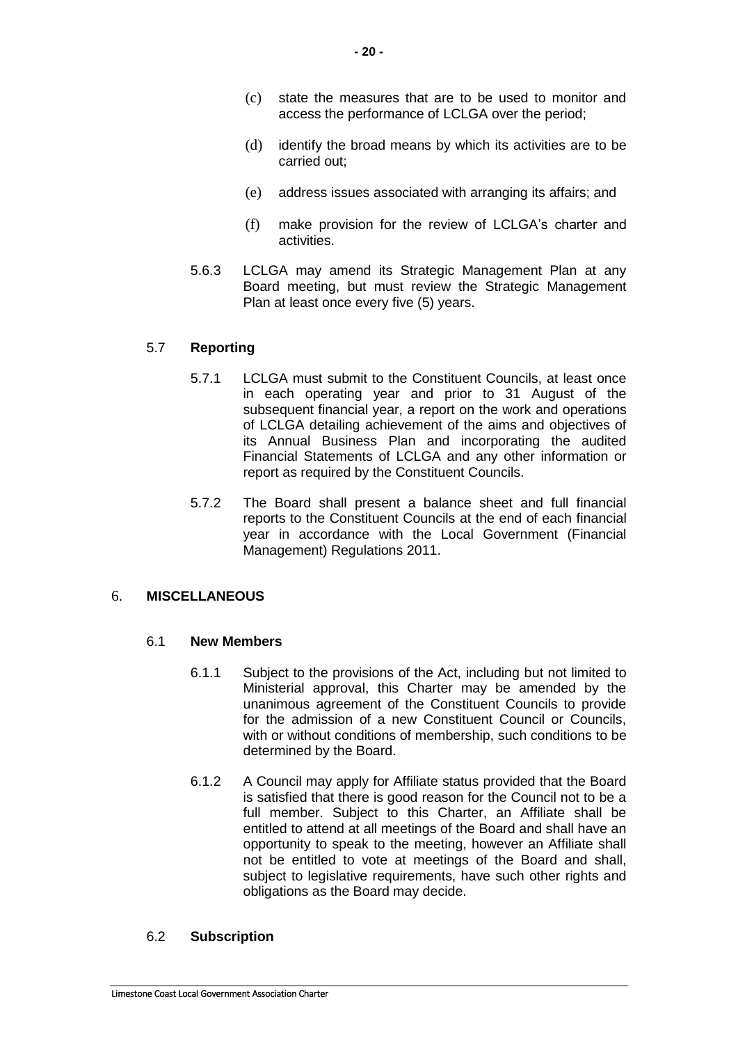(c) state the measures that are to be used to monitor and access the performance of LCLGA over the period;

(d) identify the broad means by which its activities are to be carried out;

(e) address issues associated with arranging its affairs; and

(f) make provision for the review of LCLGA's charter and activities.

5.6.3 LCLGA may amend its Strategic Management Plan at any Board meeting, but must review the Strategic Management Plan at least once every five (5) years.

### 5.7 **Reporting**

5.7.1 LCLGA must submit to the Constituent Councils, at least once in each operating year and prior to 31 August of the subsequent financial year, a report on the work and operations of LCLGA detailing achievement of the aims and objectives of its Annual Business Plan and incorporating the audited Financial Statements of LCLGA and any other information or report as required by the Constituent Councils.

5.7.2 The Board shall present a balance sheet and full financial reports to the Constituent Councils at the end of each financial year in accordance with the Local Government (Financial Management) Regulations 2011.

## 6. **MISCELLANEOUS**

### 6.1 **New Members**

6.1.1 Subject to the provisions of the Act, including but not limited to Ministerial approval, this Charter may be amended by the unanimous agreement of the Constituent Councils to provide for the admission of a new Constituent Council or Councils, with or without conditions of membership, such conditions to be determined by the Board.

6.1.2 A Council may apply for Affiliate status provided that the Board is satisfied that there is good reason for the Council not to be a full member. Subject to this Charter, an Affiliate shall be entitled to attend at all meetings of the Board and shall have an opportunity to speak to the meeting, however an Affiliate shall not be entitled to vote at meetings of the Board and shall, subject to legislative requirements, have such other rights and obligations as the Board may decide.

### 6.2 **Subscription**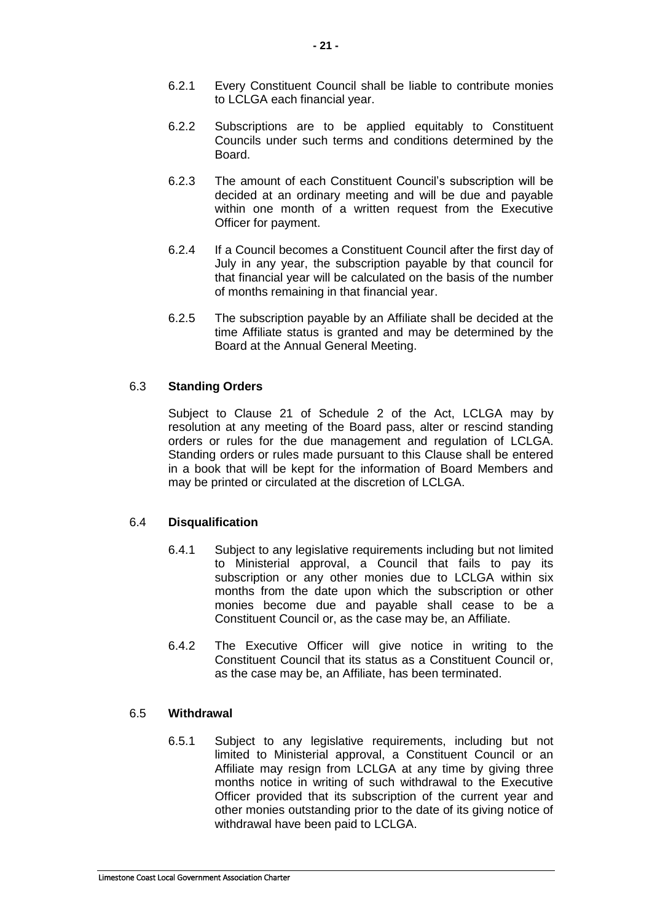6.2.1 Every Constituent Council shall be liable to contribute monies to LCLGA each financial year.

6.2.2 Subscriptions are to be applied equitably to Constituent Councils under such terms and conditions determined by the Board.

6.2.3 The amount of each Constituent Council's subscription will be decided at an ordinary meeting and will be due and payable within one month of a written request from the Executive Officer for payment.

6.2.4 If a Council becomes a Constituent Council after the first day of July in any year, the subscription payable by that council for that financial year will be calculated on the basis of the number of months remaining in that financial year.

6.2.5 The subscription payable by an Affiliate shall be decided at the time Affiliate status is granted and may be determined by the Board at the Annual General Meeting.

### 6.3 **Standing Orders**

Subject to Clause 21 of Schedule 2 of the Act, LCLGA may by resolution at any meeting of the Board pass, alter or rescind standing orders or rules for the due management and regulation of LCLGA. Standing orders or rules made pursuant to this Clause shall be entered in a book that will be kept for the information of Board Members and may be printed or circulated at the discretion of LCLGA.

### 6.4 **Disqualification**

6.4.1 Subject to any legislative requirements including but not limited to Ministerial approval, a Council that fails to pay its subscription or any other monies due to LCLGA within six months from the date upon which the subscription or other monies become due and payable shall cease to be a Constituent Council or, as the case may be, an Affiliate.

6.4.2 The Executive Officer will give notice in writing to the Constituent Council that its status as a Constituent Council or, as the case may be, an Affiliate, has been terminated.

### 6.5 **Withdrawal**

6.5.1 Subject to any legislative requirements, including but not limited to Ministerial approval, a Constituent Council or an Affiliate may resign from LCLGA at any time by giving three months notice in writing of such withdrawal to the Executive Officer provided that its subscription of the current year and other monies outstanding prior to the date of its giving notice of withdrawal have been paid to LCLGA.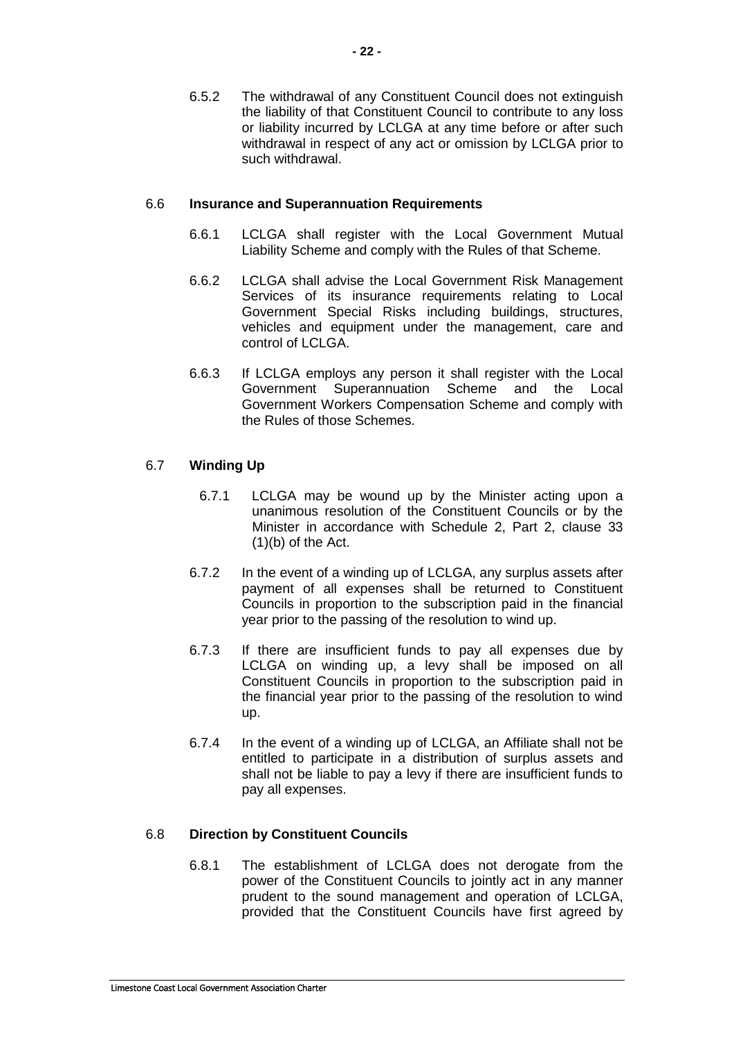6.5.2 The withdrawal of any Constituent Council does not extinguish the liability of that Constituent Council to contribute to any loss or liability incurred by LCLGA at any time before or after such withdrawal in respect of any act or omission by LCLGA prior to such withdrawal.

### 6.6 Insurance and Superannuation Requirements

6.6.1 LCLGA shall register with the Local Government Mutual Liability Scheme and comply with the Rules of that Scheme.

6.6.2 LCLGA shall advise the Local Government Risk Management Services of its insurance requirements relating to Local Government Special Risks including buildings, structures, vehicles and equipment under the management, care and control of LCLGA.

6.6.3 If LCLGA employs any person it shall register with the Local Government Superannuation Scheme and the Local Government Workers Compensation Scheme and comply with the Rules of those Schemes.

### 6.7 Winding Up

6.7.1 LCLGA may be wound up by the Minister acting upon a unanimous resolution of the Constituent Councils or by the Minister in accordance with Schedule 2, Part 2, clause 33 (1)(b) of the Act.

6.7.2 In the event of a winding up of LCLGA, any surplus assets after payment of all expenses shall be returned to Constituent Councils in proportion to the subscription paid in the financial year prior to the passing of the resolution to wind up.

6.7.3 If there are insufficient funds to pay all expenses due by LCLGA on winding up, a levy shall be imposed on all Constituent Councils in proportion to the subscription paid in the financial year prior to the passing of the resolution to wind up.

6.7.4 In the event of a winding up of LCLGA, an Affiliate shall not be entitled to participate in a distribution of surplus assets and shall not be liable to pay a levy if there are insufficient funds to pay all expenses.

### 6.8 Direction by Constituent Councils

6.8.1 The establishment of LCLGA does not derogate from the power of the Constituent Councils to jointly act in any manner prudent to the sound management and operation of LCLGA, provided that the Constituent Councils have first agreed by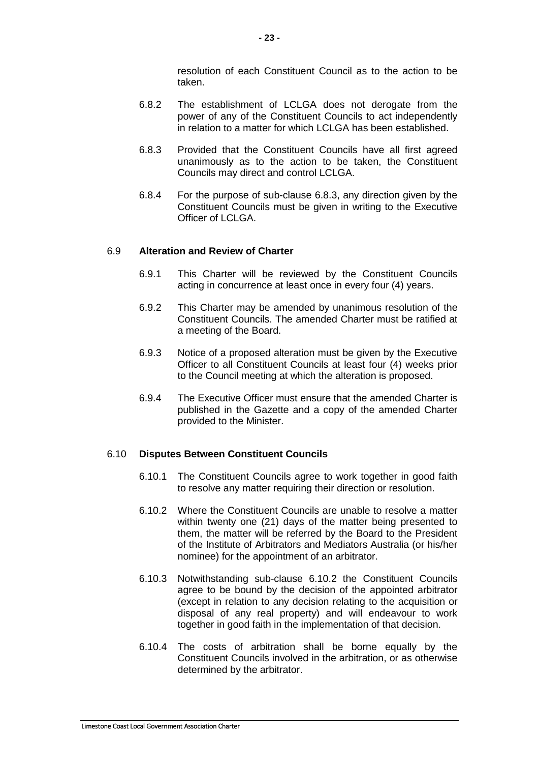resolution of each Constituent Council as to the action to be taken.

6.8.2 The establishment of LCLGA does not derogate from the power of any of the Constituent Councils to act independently in relation to a matter for which LCLGA has been established.

6.8.3 Provided that the Constituent Councils have all first agreed unanimously as to the action to be taken, the Constituent Councils may direct and control LCLGA.

6.8.4 For the purpose of sub-clause 6.8.3, any direction given by the Constituent Councils must be given in writing to the Executive Officer of LCLGA.

### 6.9 Alteration and Review of Charter

6.9.1 This Charter will be reviewed by the Constituent Councils acting in concurrence at least once in every four (4) years.

6.9.2 This Charter may be amended by unanimous resolution of the Constituent Councils. The amended Charter must be ratified at a meeting of the Board.

6.9.3 Notice of a proposed alteration must be given by the Executive Officer to all Constituent Councils at least four (4) weeks prior to the Council meeting at which the alteration is proposed.

6.9.4 The Executive Officer must ensure that the amended Charter is published in the Gazette and a copy of the amended Charter provided to the Minister.

### 6.10 Disputes Between Constituent Councils

6.10.1 The Constituent Councils agree to work together in good faith to resolve any matter requiring their direction or resolution.

6.10.2 Where the Constituent Councils are unable to resolve a matter within twenty one (21) days of the matter being presented to them, the matter will be referred by the Board to the President of the Institute of Arbitrators and Mediators Australia (or his/her nominee) for the appointment of an arbitrator.

6.10.3 Notwithstanding sub-clause 6.10.2 the Constituent Councils agree to be bound by the decision of the appointed arbitrator (except in relation to any decision relating to the acquisition or disposal of any real property) and will endeavour to work together in good faith in the implementation of that decision.

6.10.4 The costs of arbitration shall be borne equally by the Constituent Councils involved in the arbitration, or as otherwise determined by the arbitrator.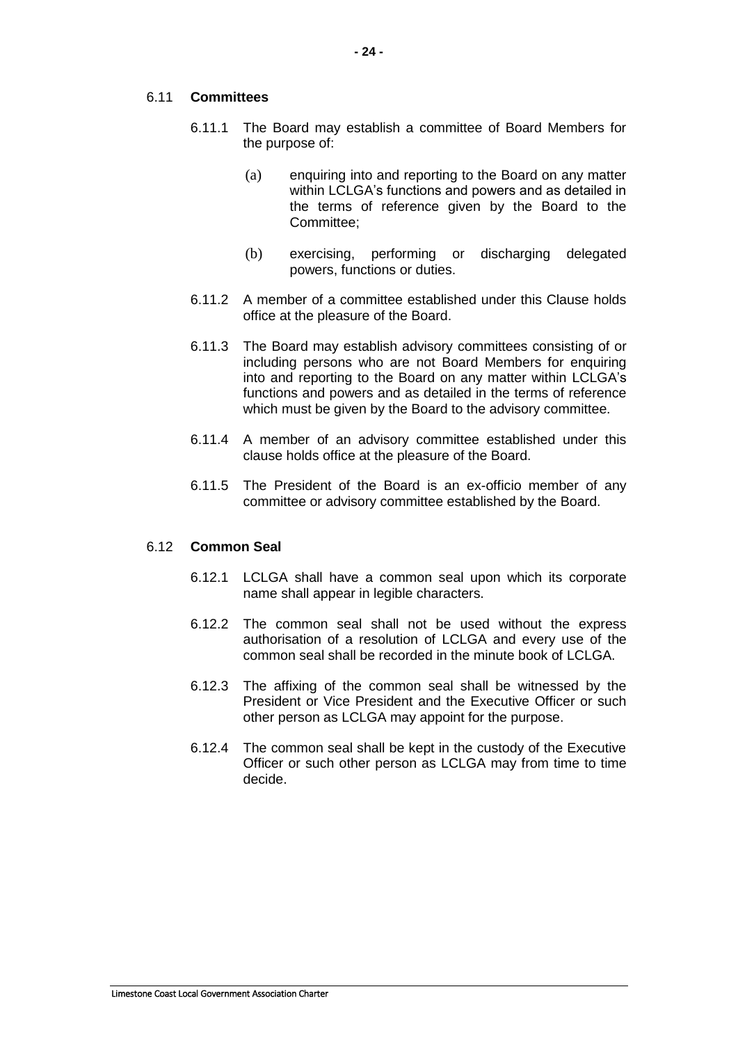## 6.11 **Committees**

6.11.1 The Board may establish a committee of Board Members for the purpose of:

(a) enquiring into and reporting to the Board on any matter within LCLGA's functions and powers and as detailed in the terms of reference given by the Board to the Committee;

(b) exercising, performing or discharging delegated powers, functions or duties.

6.11.2 A member of a committee established under this Clause holds office at the pleasure of the Board.

6.11.3 The Board may establish advisory committees consisting of or including persons who are not Board Members for enquiring into and reporting to the Board on any matter within LCLGA's functions and powers and as detailed in the terms of reference which must be given by the Board to the advisory committee.

6.11.4 A member of an advisory committee established under this clause holds office at the pleasure of the Board.

6.11.5 The President of the Board is an ex-officio member of any committee or advisory committee established by the Board.

## 6.12 **Common Seal**

6.12.1 LCLGA shall have a common seal upon which its corporate name shall appear in legible characters.

6.12.2 The common seal shall not be used without the express authorisation of a resolution of LCLGA and every use of the common seal shall be recorded in the minute book of LCLGA.

6.12.3 The affixing of the common seal shall be witnessed by the President or Vice President and the Executive Officer or such other person as LCLGA may appoint for the purpose.

6.12.4 The common seal shall be kept in the custody of the Executive Officer or such other person as LCLGA may from time to time decide.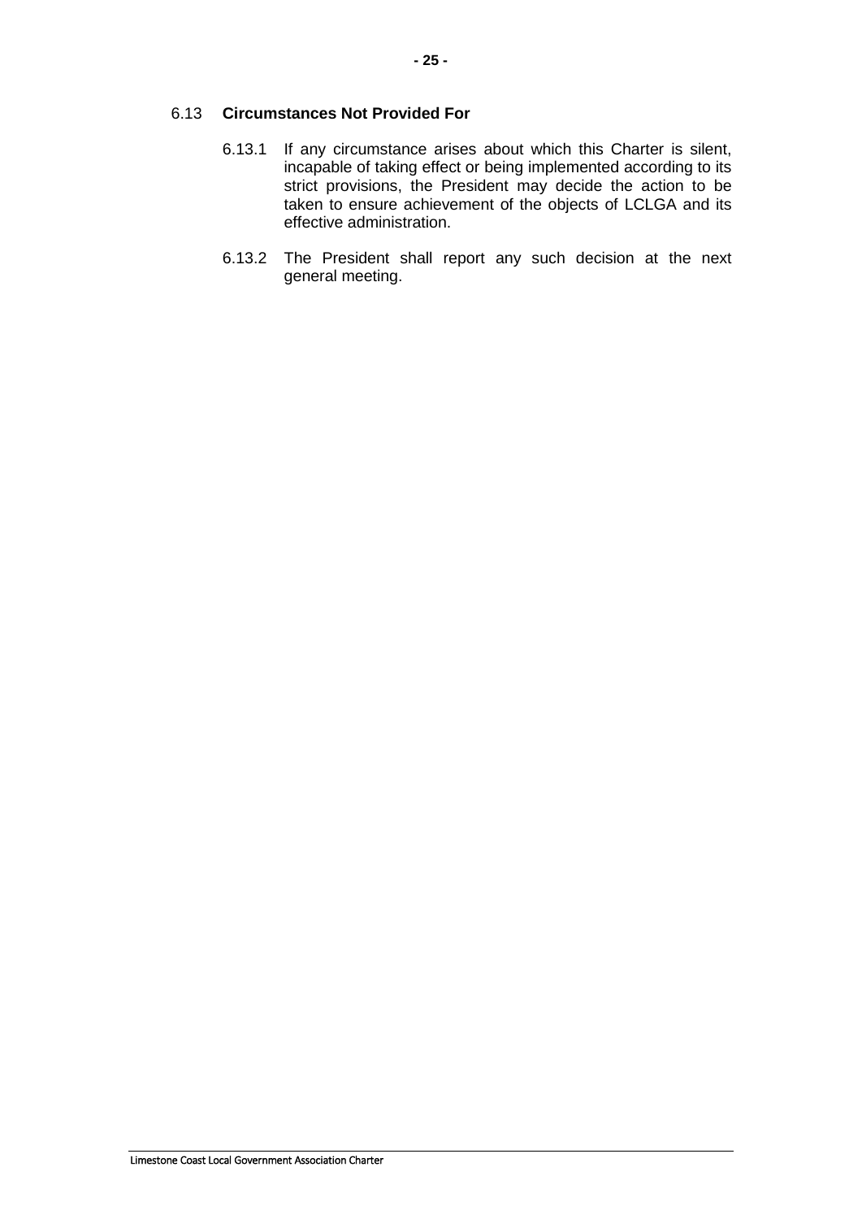### 6.13 **Circumstances Not Provided For**

6.13.1 If any circumstance arises about which this Charter is silent, incapable of taking effect or being implemented according to its strict provisions, the President may decide the action to be taken to ensure achievement of the objects of LCLGA and its effective administration.

6.13.2 The President shall report any such decision at the next general meeting.